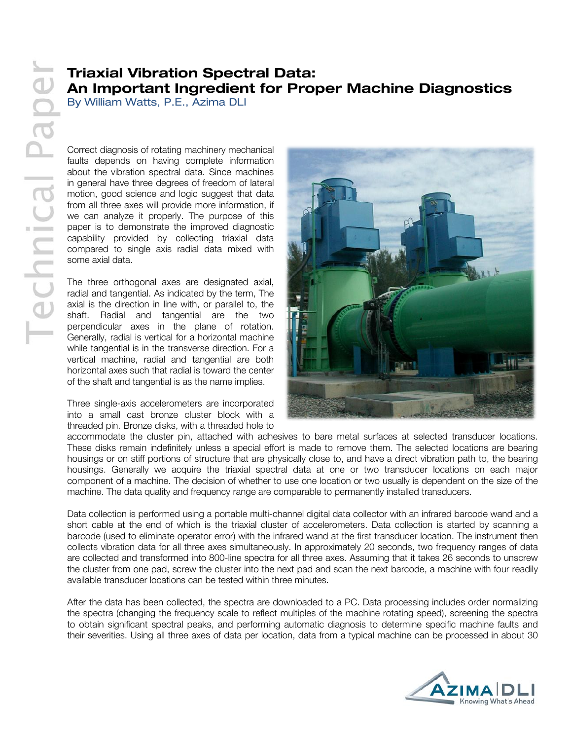# Triaxial Vibration Spectral Data: An Important Ingredient for Proper Machine Diagnostics

By William Watts, P.E., Azima DLI

Correct diagnosis of rotating machinery mechanical faults depends on having complete information about the vibration spectral data. Since machines in general have three degrees of freedom of lateral motion, good science and logic suggest that data from all three axes will provide more information, if we can analyze it properly. The purpose of this paper is to demonstrate the improved diagnostic capability provided by collecting triaxial data compared to single axis radial data mixed with some axial data.

The three orthogonal axes are designated axial, radial and tangential. As indicated by the term, The axial is the direction in line with, or parallel to, the shaft. Radial and tangential are the two perpendicular axes in the plane of rotation. Generally, radial is vertical for a horizontal machine while tangential is in the transverse direction. For a vertical machine, radial and tangential are both horizontal axes such that radial is toward the center of the shaft and tangential is as the name implies.

Three single-axis accelerometers are incorporated into a small cast bronze cluster block with a threaded pin. Bronze disks, with a threaded hole to accommodate the cluster pin, attached with adhesives to bare metal surfaces at selected transducer locations. These disks remain indefinitely unless a special effort is made to remove them. The selected locations are bearing housings or on stiff portions of structure that are physically close to, and have a direct vibration path to, the bearing housings. Generally we acquire the triaxial spectral data at one or two transducer locations on each major component of a machine. The decision of whether to use one location or two usually is dependent on the size of the machine. The data quality and frequency range are comparable to permanently installed transducers.

Data collection is performed using a portable multi-channel digital data collector with an infrared barcode wand and a short cable at the end of which is the triaxial cluster of accelerometers. Data collection is started by scanning a barcode (used to eliminate operator error) with the infrared wand at the first transducer location. The instrument then collects vibration data for all three axes simultaneously. In approximately 20 seconds, two frequency ranges of data are collected and transformed into 800-line spectra for all three axes. Assuming that it takes 26 seconds to unscrew the cluster from one pad, screw the cluster into the next pad and scan the next barcode, a machine with four readily available transducer locations can be tested within three minutes.

After the data has been collected, the spectra are downloaded to a PC. Data processing includes order normalizing the spectra (changing the frequency scale to reflect multiples of the machine rotating speed), screening the spectra to obtain significant spectral peaks, and performing automatic diagnosis to determine specific machine faults and their severities. Using all three axes of data per location, data from a typical machine can be processed in about 30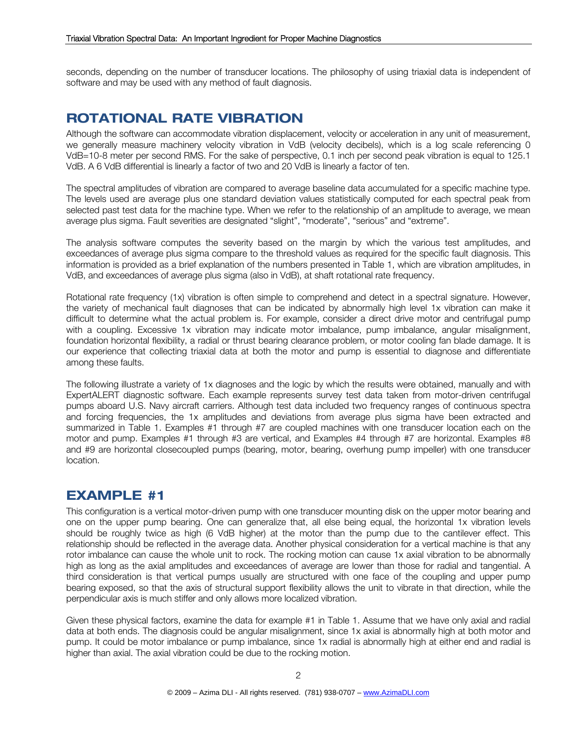seconds, depending on the number of transducer locations. The philosophy of using triaxial data is independent of software and may be used with any method of fault diagnosis.

## ROTATIONAL RATE VIBRATION

Although the software can accommodate vibration displacement, velocity or acceleration in any unit of measurement, we generally measure machinery velocity vibration in VdB (velocity decibels), which is a log scale referencing 0 VdB=10-8 meter per second RMS. For the sake of perspective, 0.1 inch per second peak vibration is equal to 125.1 VdB. A 6 VdB differential is linearly a factor of two and 20 VdB is linearly a factor of ten.

The spectral amplitudes of vibration are compared to average baseline data accumulated for a specific machine type. The levels used are average plus one standard deviation values statistically computed for each spectral peak from selected past test data for the machine type. When we refer to the relationship of an amplitude to average, we mean average plus sigma. Fault severities are designated "slight", "moderate", "serious" and "extreme".

The analysis software computes the severity based on the margin by which the various test amplitudes, and exceedances of average plus sigma compare to the threshold values as required for the specific fault diagnosis. This information is provided as a brief explanation of the numbers presented in Table 1, which are vibration amplitudes, in VdB, and exceedances of average plus sigma (also in VdB), at shaft rotational rate frequency.

Rotational rate frequency (1x) vibration is often simple to comprehend and detect in a spectral signature. However, the variety of mechanical fault diagnoses that can be indicated by abnormally high level 1x vibration can make it difficult to determine what the actual problem is. For example, consider a direct drive motor and centrifugal pump with a coupling. Excessive 1x vibration may indicate motor imbalance, pump imbalance, angular misalignment, foundation horizontal flexibility, a radial or thrust bearing clearance problem, or motor cooling fan blade damage. It is our experience that collecting triaxial data at both the motor and pump is essential to diagnose and differentiate among these faults.

The following illustrate a variety of 1x diagnoses and the logic by which the results were obtained, manually and with ExpertALERT diagnostic software. Each example represents survey test data taken from motor-driven centrifugal pumps aboard U.S. Navy aircraft carriers. Although test data included two frequency ranges of continuous spectra and forcing frequencies, the 1x amplitudes and deviations from average plus sigma have been extracted and summarized in Table 1. Examples #1 through #7 are coupled machines with one transducer location each on the motor and pump. Examples #1 through #3 are vertical, and Examples #4 through #7 are horizontal. Examples #8 and #9 are horizontal closecoupled pumps (bearing, motor, bearing, overhung pump impeller) with one transducer location.

## EXAMPLE #1

This configuration is a vertical motor-driven pump with one transducer mounting disk on the upper motor bearing and one on the upper pump bearing. One can generalize that, all else being equal, the horizontal 1x vibration levels should be roughly twice as high (6 VdB higher) at the motor than the pump due to the cantilever effect. This relationship should be reflected in the average data. Another physical consideration for a vertical machine is that any rotor imbalance can cause the whole unit to rock. The rocking motion can cause 1x axial vibration to be abnormally high as long as the axial amplitudes and exceedances of average are lower than those for radial and tangential. A third consideration is that vertical pumps usually are structured with one face of the coupling and upper pump bearing exposed, so that the axis of structural support flexibility allows the unit to vibrate in that direction, while the perpendicular axis is much stiffer and only allows more localized vibration.

Given these physical factors, examine the data for example #1 in Table 1. Assume that we have only axial and radial data at both ends. The diagnosis could be angular misalignment, since 1x axial is abnormally high at both motor and pump. It could be motor imbalance or pump imbalance, since 1x radial is abnormally high at either end and radial is higher than axial. The axial vibration could be due to the rocking motion.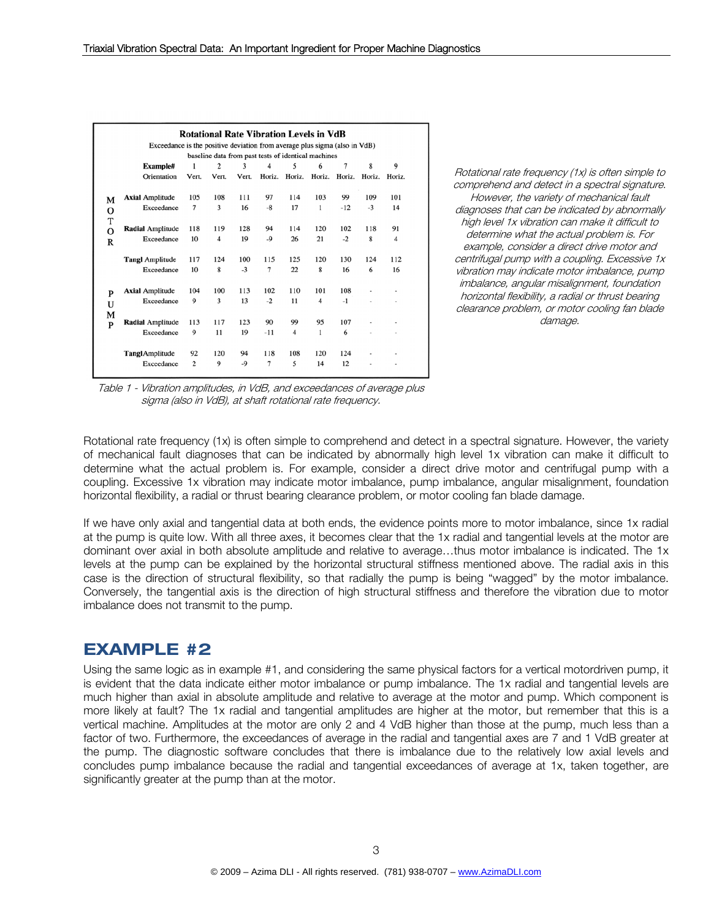| | **Rotational Rate Vibration Levels in VdB** | | | | | | | | | |
|---|---|---|---|---|---|---|---|---|---|---|
| | Exceedance is the positive deviation from average plus sigma (also in VdB) baseline data from past tests of identical machines | | | | | | | | | |
| | **Example#** | 1 | 2 | 3 | 4 | 5 | 6 | 7 | 8 | 9 |
| | Orientation | Vert. | Vert. | Vert. | Horiz. | Horiz. | Horiz. | Horiz. | Horiz. | Horiz. |
| MOTOR | **Axial** Amplitude | 105 | 108 | 111 | 97 | 114 | 103 | 99 | 109 | 101 |
| | Exceedance | 7 | 3 | 16 | -8 | 17 | 1 | -12 | -3 | 14 |
| | **Radial** Amplitude | 118 | 119 | 128 | 94 | 114 | 120 | 102 | 118 | 91 |
| | Exceedance | 10 | 4 | 19 | -9 | 26 | 21 | -2 | 8 | 4 |
| | **Tangl** Amplitude | 117 | 124 | 100 | 115 | 125 | 120 | 130 | 124 | 112 |
| | Exceedance | 10 | 8 | -3 | 7 | 22 | 8 | 16 | 6 | 16 |
| PUMP | **Axial** Amplitude | 104 | 100 | 113 | 102 | 110 | 101 | 108 | - | - |
| | Exceedance | 9 | 3 | 13 | -2 | 11 | 4 | -1 | - | - |
| | **Radial** Amplitude | 113 | 117 | 123 | 90 | 99 | 95 | 107 | - | - |
| | Exceedance | 9 | 11 | 19 | -11 | 4 | 1 | 6 | - | - |
| | **Tangl** Amplitude | 92 | 120 | 94 | 118 | 108 | 120 | 124 | - | - |
| | Exceedance | 2 | 9 | -9 | 7 | 5 | 14 | 12 | - | - |

*Table 1 - Vibration amplitudes, in VdB, and exceedances of average plus sigma (also in VdB), at shaft rotational rate frequency.*

*Rotational rate frequency (1x) is often simple to comprehend and detect in a spectral signature. However, the variety of mechanical fault diagnoses that can be indicated by abnormally high level 1x vibration can make it difficult to determine what the actual problem is. For example, consider a direct drive motor and centrifugal pump with a coupling. Excessive 1x vibration may indicate motor imbalance, pump imbalance, angular misalignment, foundation horizontal flexibility, a radial or thrust bearing clearance problem, or motor cooling fan blade damage.*

Rotational rate frequency (1x) is often simple to comprehend and detect in a spectral signature. However, the variety of mechanical fault diagnoses that can be indicated by abnormally high level 1x vibration can make it difficult to determine what the actual problem is. For example, consider a direct drive motor and centrifugal pump with a coupling. Excessive 1x vibration may indicate motor imbalance, pump imbalance, angular misalignment, foundation horizontal flexibility, a radial or thrust bearing clearance problem, or motor cooling fan blade damage.

If we have only axial and tangential data at both ends, the evidence points more to motor imbalance, since 1x radial at the pump is quite low. With all three axes, it becomes clear that the 1x radial and tangential levels at the motor are dominant over axial in both absolute amplitude and relative to average…thus motor imbalance is indicated. The 1x levels at the pump can be explained by the horizontal structural stiffness mentioned above. The radial axis in this case is the direction of structural flexibility, so that radially the pump is being "wagged" by the motor imbalance. Conversely, the tangential axis is the direction of high structural stiffness and therefore the vibration due to motor imbalance does not transmit to the pump.

## EXAMPLE #2

Using the same logic as in example #1, and considering the same physical factors for a vertical motordriven pump, it is evident that the data indicate either motor imbalance or pump imbalance. The 1x radial and tangential levels are much higher than axial in absolute amplitude and relative to average at the motor and pump. Which component is more likely at fault? The 1x radial and tangential amplitudes are higher at the motor, but remember that this is a vertical machine. Amplitudes at the motor are only 2 and 4 VdB higher than those at the pump, much less than a factor of two. Furthermore, the exceedances of average in the radial and tangential axes are 7 and 1 VdB greater at the pump. The diagnostic software concludes that there is imbalance due to the relatively low axial levels and concludes pump imbalance because the radial and tangential exceedances of average at 1x, taken together, are significantly greater at the pump than at the motor.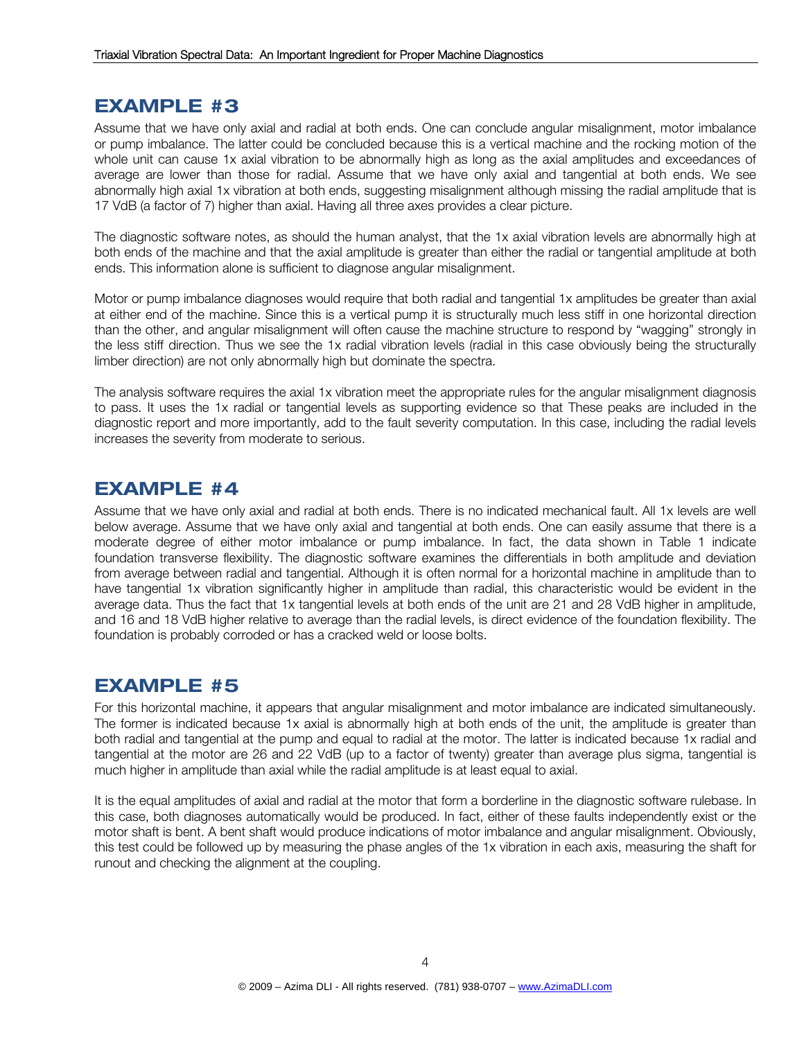## EXAMPLE #3

Assume that we have only axial and radial at both ends. One can conclude angular misalignment, motor imbalance or pump imbalance. The latter could be concluded because this is a vertical machine and the rocking motion of the whole unit can cause 1x axial vibration to be abnormally high as long as the axial amplitudes and exceedances of average are lower than those for radial. Assume that we have only axial and tangential at both ends. We see abnormally high axial 1x vibration at both ends, suggesting misalignment although missing the radial amplitude that is 17 VdB (a factor of 7) higher than axial. Having all three axes provides a clear picture.

The diagnostic software notes, as should the human analyst, that the 1x axial vibration levels are abnormally high at both ends of the machine and that the axial amplitude is greater than either the radial or tangential amplitude at both ends. This information alone is sufficient to diagnose angular misalignment.

Motor or pump imbalance diagnoses would require that both radial and tangential 1x amplitudes be greater than axial at either end of the machine. Since this is a vertical pump it is structurally much less stiff in one horizontal direction than the other, and angular misalignment will often cause the machine structure to respond by "wagging" strongly in the less stiff direction. Thus we see the 1x radial vibration levels (radial in this case obviously being the structurally limber direction) are not only abnormally high but dominate the spectra.

The analysis software requires the axial 1x vibration meet the appropriate rules for the angular misalignment diagnosis to pass. It uses the 1x radial or tangential levels as supporting evidence so that These peaks are included in the diagnostic report and more importantly, add to the fault severity computation. In this case, including the radial levels increases the severity from moderate to serious.

## EXAMPLE #4

Assume that we have only axial and radial at both ends. There is no indicated mechanical fault. All 1x levels are well below average. Assume that we have only axial and tangential at both ends. One can easily assume that there is a moderate degree of either motor imbalance or pump imbalance. In fact, the data shown in Table 1 indicate foundation transverse flexibility. The diagnostic software examines the differentials in both amplitude and deviation from average between radial and tangential. Although it is often normal for a horizontal machine in amplitude than to have tangential 1x vibration significantly higher in amplitude than radial, this characteristic would be evident in the average data. Thus the fact that 1x tangential levels at both ends of the unit are 21 and 28 VdB higher in amplitude, and 16 and 18 VdB higher relative to average than the radial levels, is direct evidence of the foundation flexibility. The foundation is probably corroded or has a cracked weld or loose bolts.

## EXAMPLE #5

For this horizontal machine, it appears that angular misalignment and motor imbalance are indicated simultaneously. The former is indicated because 1x axial is abnormally high at both ends of the unit, the amplitude is greater than both radial and tangential at the pump and equal to radial at the motor. The latter is indicated because 1x radial and tangential at the motor are 26 and 22 VdB (up to a factor of twenty) greater than average plus sigma, tangential is much higher in amplitude than axial while the radial amplitude is at least equal to axial.

It is the equal amplitudes of axial and radial at the motor that form a borderline in the diagnostic software rulebase. In this case, both diagnoses automatically would be produced. In fact, either of these faults independently exist or the motor shaft is bent. A bent shaft would produce indications of motor imbalance and angular misalignment. Obviously, this test could be followed up by measuring the phase angles of the 1x vibration in each axis, measuring the shaft for runout and checking the alignment at the coupling.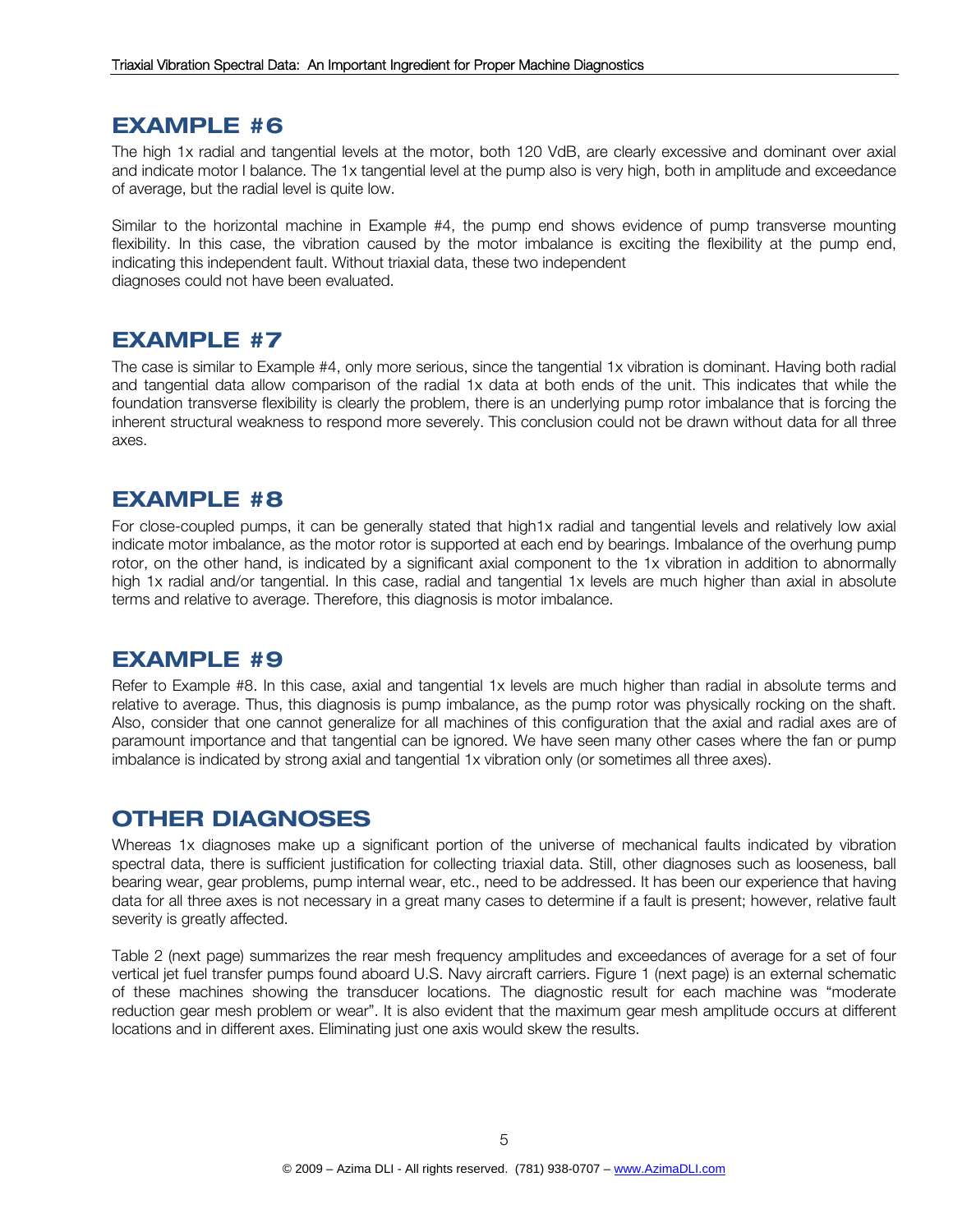## EXAMPLE #6

The high 1x radial and tangential levels at the motor, both 120 VdB, are clearly excessive and dominant over axial and indicate motor I balance. The 1x tangential level at the pump also is very high, both in amplitude and exceedance of average, but the radial level is quite low.

Similar to the horizontal machine in Example #4, the pump end shows evidence of pump transverse mounting flexibility. In this case, the vibration caused by the motor imbalance is exciting the flexibility at the pump end, indicating this independent fault. Without triaxial data, these two independent diagnoses could not have been evaluated.

## EXAMPLE #7

The case is similar to Example #4, only more serious, since the tangential 1x vibration is dominant. Having both radial and tangential data allow comparison of the radial 1x data at both ends of the unit. This indicates that while the foundation transverse flexibility is clearly the problem, there is an underlying pump rotor imbalance that is forcing the inherent structural weakness to respond more severely. This conclusion could not be drawn without data for all three axes.

## EXAMPLE #8

For close-coupled pumps, it can be generally stated that high1x radial and tangential levels and relatively low axial indicate motor imbalance, as the motor rotor is supported at each end by bearings. Imbalance of the overhung pump rotor, on the other hand, is indicated by a significant axial component to the 1x vibration in addition to abnormally high 1x radial and/or tangential. In this case, radial and tangential 1x levels are much higher than axial in absolute terms and relative to average. Therefore, this diagnosis is motor imbalance.

## EXAMPLE #9

Refer to Example #8. In this case, axial and tangential 1x levels are much higher than radial in absolute terms and relative to average. Thus, this diagnosis is pump imbalance, as the pump rotor was physically rocking on the shaft. Also, consider that one cannot generalize for all machines of this configuration that the axial and radial axes are of paramount importance and that tangential can be ignored. We have seen many other cases where the fan or pump imbalance is indicated by strong axial and tangential 1x vibration only (or sometimes all three axes).

## OTHER DIAGNOSES

Whereas 1x diagnoses make up a significant portion of the universe of mechanical faults indicated by vibration spectral data, there is sufficient justification for collecting triaxial data. Still, other diagnoses such as looseness, ball bearing wear, gear problems, pump internal wear, etc., need to be addressed. It has been our experience that having data for all three axes is not necessary in a great many cases to determine if a fault is present; however, relative fault severity is greatly affected.

Table 2 (next page) summarizes the rear mesh frequency amplitudes and exceedances of average for a set of four vertical jet fuel transfer pumps found aboard U.S. Navy aircraft carriers. Figure 1 (next page) is an external schematic of these machines showing the transducer locations. The diagnostic result for each machine was "moderate reduction gear mesh problem or wear". It is also evident that the maximum gear mesh amplitude occurs at different locations and in different axes. Eliminating just one axis would skew the results.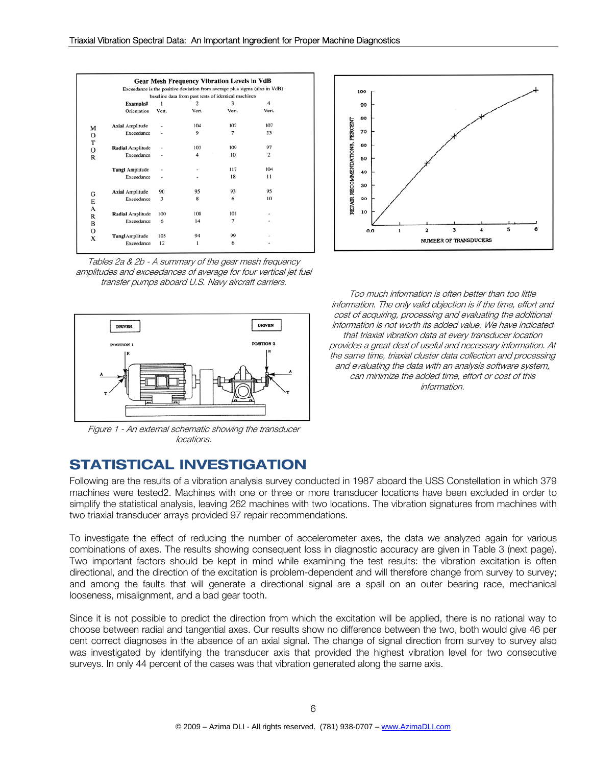**Gear Mesh Frequency Vibration Levels in VdB**

Exceedance is the positive deviation from average plus sigma (also in VdB) baseline data from past tests of identical machines

| | | Example# | 1 | 2 | 3 | 4 |
|---|---|---|---|---|---|---|
| | | Orientation | Vert. | Vert. | Vert. | Vert. |
| MOTOR | Axial | Amplitude | - | 104 | 102 | 107 |
| | | Exceedance | - | 9 | 7 | 23 |
| | Radial | Amplitude | - | 103 | 109 | 97 |
| | | Exceedance | - | 4 | 10 | 2 |
| | Tangl | Amplitude | - | - | 117 | 104 |
| | | Exceedance | - | - | 18 | 11 |
| GEARBOX | Axial | Amplitude | 90 | 95 | 93 | 95 |
| | | Exceedance | 3 | 8 | 6 | 10 |
| | Radial | Amplitude | 100 | 108 | 101 | - |
| | | Exceedance | 6 | 14 | 7 | - |
| | Tangl | Amplitude | 105 | 94 | 99 | - |
| | | Exceedance | 12 | 1 | 6 | - |

*Tables 2a & 2b - A summary of the gear mesh frequency amplitudes and exceedances of average for four vertical jet fuel transfer pumps aboard U.S. Navy aircraft carriers.*

*Figure 1 - An external schematic showing the transducer locations.*

*Too much information is often better than too little information. The only valid objection is if the time, effort and cost of acquiring, processing and evaluating the additional information is not worth its added value. We have indicated that triaxial vibration data at every transducer location provides a great deal of useful and necessary information. At the same time, triaxial cluster data collection and processing and evaluating the data with an analysis software system, can minimize the added time, effort or cost of this information.*

## STATISTICAL INVESTIGATION

Following are the results of a vibration analysis survey conducted in 1987 aboard the USS Constellation in which 379 machines were tested2. Machines with one or three or more transducer locations have been excluded in order to simplify the statistical analysis, leaving 262 machines with two locations. The vibration signatures from machines with two triaxial transducer arrays provided 97 repair recommendations.

To investigate the effect of reducing the number of accelerometer axes, the data we analyzed again for various combinations of axes. The results showing consequent loss in diagnostic accuracy are given in Table 3 (next page). Two important factors should be kept in mind while examining the test results: the vibration excitation is often directional, and the direction of the excitation is problem-dependent and will therefore change from survey to survey; and among the faults that will generate a directional signal are a spall on an outer bearing race, mechanical looseness, misalignment, and a bad gear tooth.

Since it is not possible to predict the direction from which the excitation will be applied, there is no rational way to choose between radial and tangential axes. Our results show no difference between the two, both would give 46 per cent correct diagnoses in the absence of an axial signal. The change of signal direction from survey to survey also was investigated by identifying the transducer axis that provided the highest vibration level for two consecutive surveys. In only 44 percent of the cases was that vibration generated along the same axis.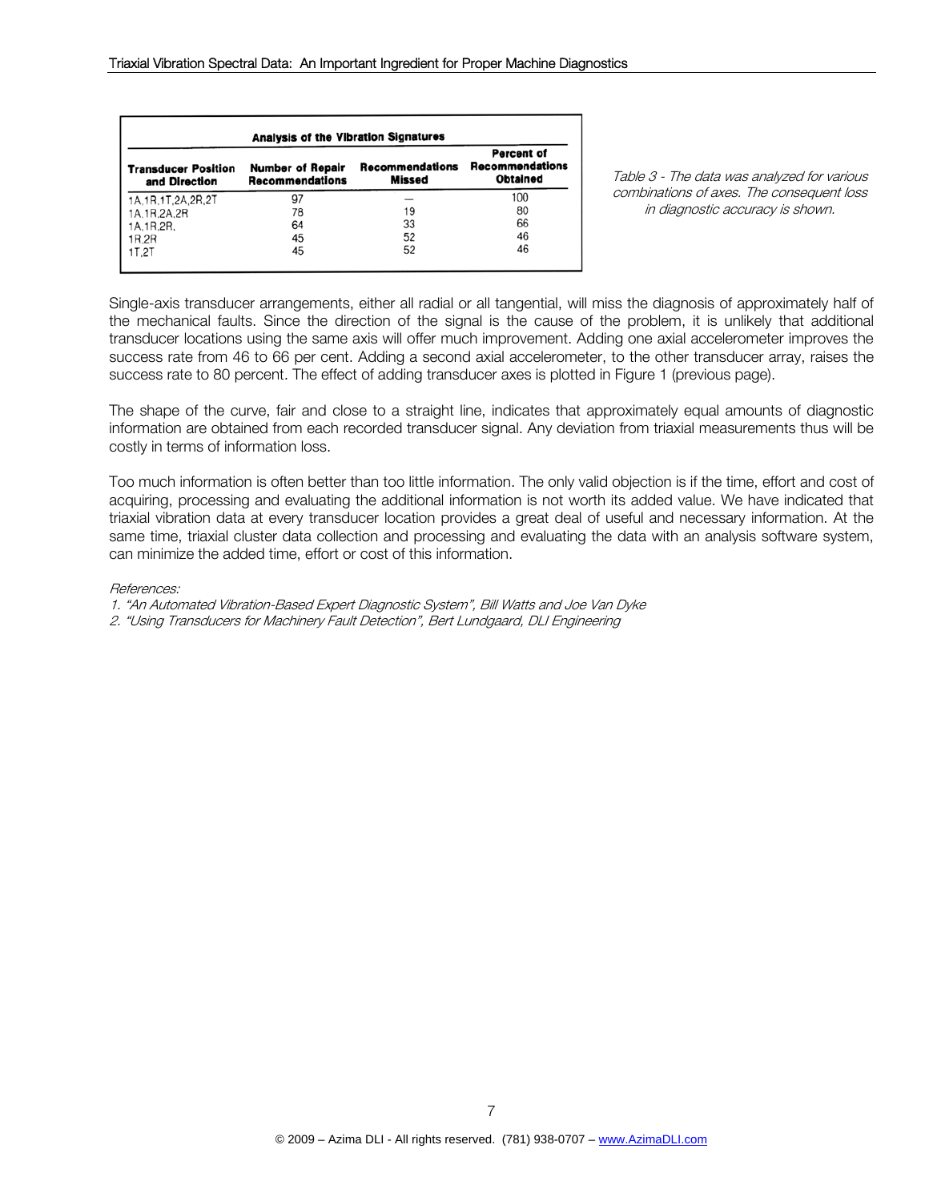| Analysis of the Vibration Signatures | | | |
|---|---|---|---|
| **Transducer Position and Direction** | **Number of Repair Recommendations** | **Recommendations Missed** | **Percent of Recommendations Obtained** |
| 1A,1R,1T,2A,2R,2T | 97 | — | 100 |
| 1A,1R,2A,2R | 78 | 19 | 80 |
| 1A,1R,2R, | 64 | 33 | 66 |
| 1R,2R | 45 | 52 | 46 |
| 1T,2T | 45 | 52 | 46 |

*Table 3 - The data was analyzed for various combinations of axes. The consequent loss in diagnostic accuracy is shown.*

Single-axis transducer arrangements, either all radial or all tangential, will miss the diagnosis of approximately half of the mechanical faults. Since the direction of the signal is the cause of the problem, it is unlikely that additional transducer locations using the same axis will offer much improvement. Adding one axial accelerometer improves the success rate from 46 to 66 per cent. Adding a second axial accelerometer, to the other transducer array, raises the success rate to 80 percent. The effect of adding transducer axes is plotted in Figure 1 (previous page).

The shape of the curve, fair and close to a straight line, indicates that approximately equal amounts of diagnostic information are obtained from each recorded transducer signal. Any deviation from triaxial measurements thus will be costly in terms of information loss.

Too much information is often better than too little information. The only valid objection is if the time, effort and cost of acquiring, processing and evaluating the additional information is not worth its added value. We have indicated that triaxial vibration data at every transducer location provides a great deal of useful and necessary information. At the same time, triaxial cluster data collection and processing and evaluating the data with an analysis software system, can minimize the added time, effort or cost of this information.

*References:*

1. *"An Automated Vibration-Based Expert Diagnostic System", Bill Watts and Joe Van Dyke*
2. *"Using Transducers for Machinery Fault Detection", Bert Lundgaard, DLI Engineering*